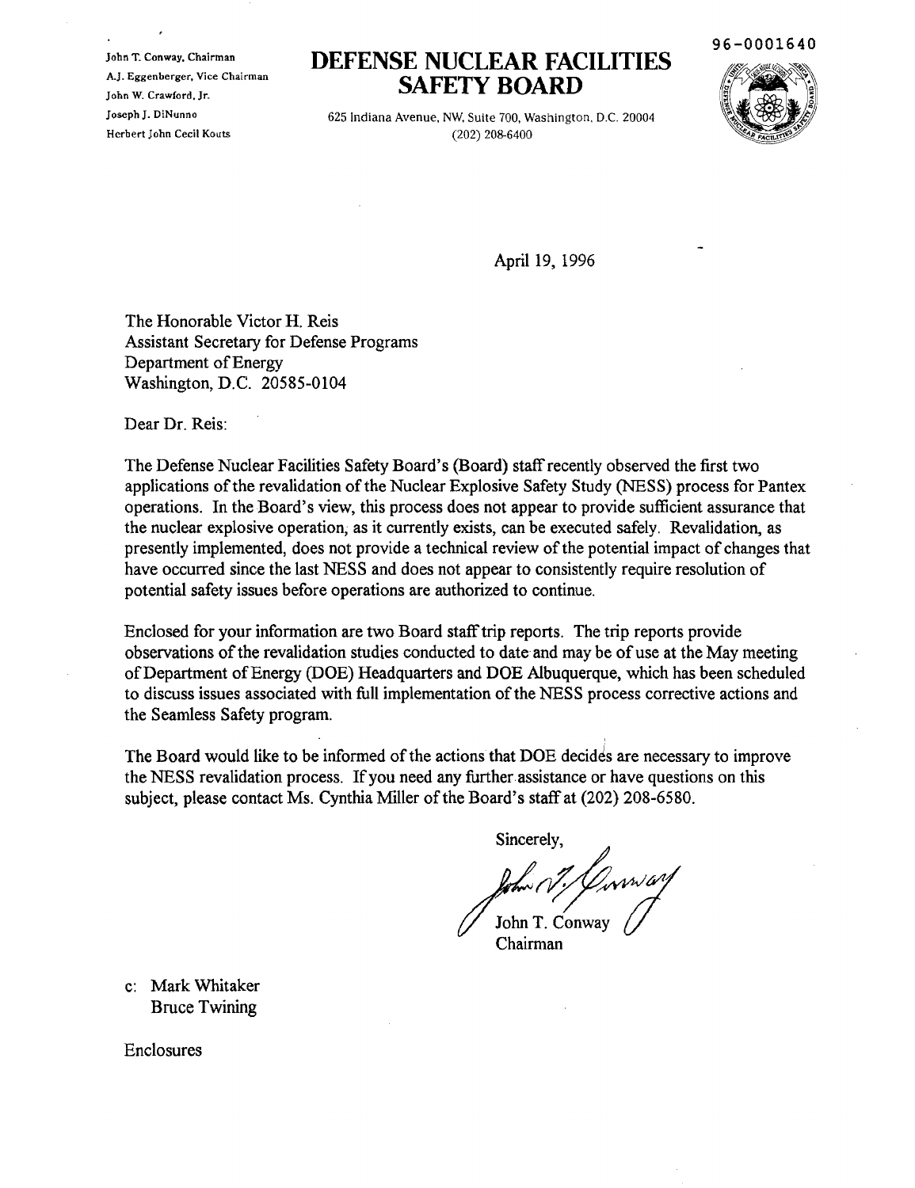John T. Conway, Chairman
A.J. Eggenberger, Vice Chairman
John W. Crawford, Jr.
Joseph J. DiNunno
Herbert John Cecil Kouts

# DEFENSE NUCLEAR FACILITIES SAFETY BOARD

625 Indiana Avenue, NW, Suite 700, Washington, D.C. 20004
(202) 208-6400

96-0001640

April 19, 1996

The Honorable Victor H. Reis
Assistant Secretary for Defense Programs
Department of Energy
Washington, D.C. 20585-0104

Dear Dr. Reis:

The Defense Nuclear Facilities Safety Board's (Board) staff recently observed the first two applications of the revalidation of the Nuclear Explosive Safety Study (NESS) process for Pantex operations. In the Board's view, this process does not appear to provide sufficient assurance that the nuclear explosive operation, as it currently exists, can be executed safely. Revalidation, as presently implemented, does not provide a technical review of the potential impact of changes that have occurred since the last NESS and does not appear to consistently require resolution of potential safety issues before operations are authorized to continue.

Enclosed for your information are two Board staff trip reports. The trip reports provide observations of the revalidation studies conducted to date and may be of use at the May meeting of Department of Energy (DOE) Headquarters and DOE Albuquerque, which has been scheduled to discuss issues associated with full implementation of the NESS process corrective actions and the Seamless Safety program.

The Board would like to be informed of the actions that DOE decides are necessary to improve the NESS revalidation process. If you need any further assistance or have questions on this subject, please contact Ms. Cynthia Miller of the Board's staff at (202) 208-6580.

Sincerely,

John T. Conway
Chairman

c: Mark Whitaker
Bruce Twining

Enclosures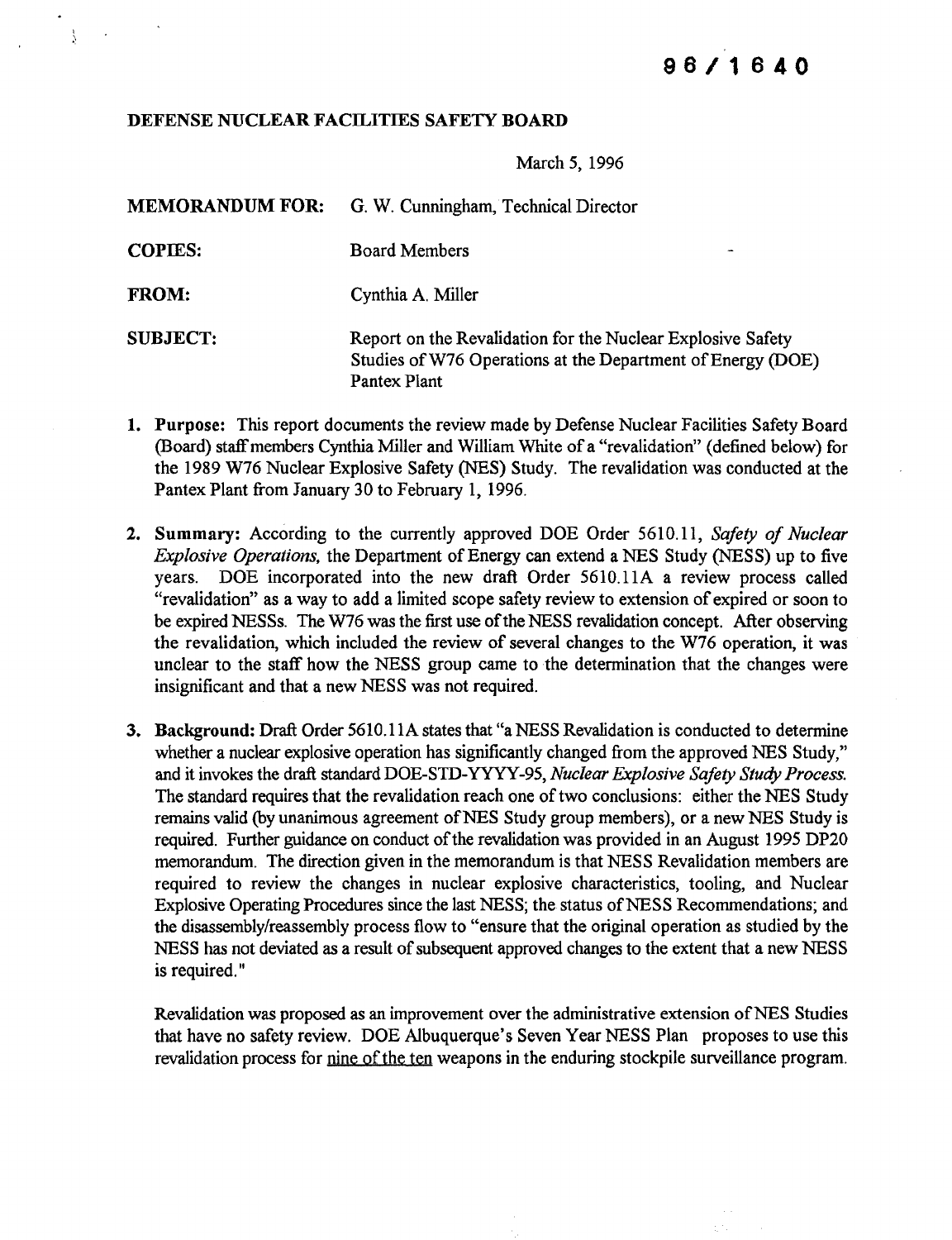**96/1640**

**DEFENSE NUCLEAR FACILITIES SAFETY BOARD**

March 5, 1996

**MEMORANDUM FOR:** G. W. Cunningham, Technical Director

**COPIES:** Board Members

**FROM:** Cynthia A. Miller

**SUBJECT:** Report on the Revalidation for the Nuclear Explosive Safety Studies of W76 Operations at the Department of Energy (DOE) Pantex Plant

1. **Purpose:** This report documents the review made by Defense Nuclear Facilities Safety Board (Board) staff members Cynthia Miller and William White of a "revalidation" (defined below) for the 1989 W76 Nuclear Explosive Safety (NES) Study. The revalidation was conducted at the Pantex Plant from January 30 to February 1, 1996.

2. **Summary:** According to the currently approved DOE Order 5610.11, *Safety of Nuclear Explosive Operations*, the Department of Energy can extend a NES Study (NESS) up to five years. DOE incorporated into the new draft Order 5610.11A a review process called "revalidation" as a way to add a limited scope safety review to extension of expired or soon to be expired NESSs. The W76 was the first use of the NESS revalidation concept. After observing the revalidation, which included the review of several changes to the W76 operation, it was unclear to the staff how the NESS group came to the determination that the changes were insignificant and that a new NESS was not required.

3. **Background:** Draft Order 5610.11A states that "a NESS Revalidation is conducted to determine whether a nuclear explosive operation has significantly changed from the approved NES Study," and it invokes the draft standard DOE-STD-YYYY-95, *Nuclear Explosive Safety Study Process.* The standard requires that the revalidation reach one of two conclusions: either the NES Study remains valid (by unanimous agreement of NES Study group members), or a new NES Study is required. Further guidance on conduct of the revalidation was provided in an August 1995 DP20 memorandum. The direction given in the memorandum is that NESS Revalidation members are required to review the changes in nuclear explosive characteristics, tooling, and Nuclear Explosive Operating Procedures since the last NESS; the status of NESS Recommendations; and the disassembly/reassembly process flow to "ensure that the original operation as studied by the NESS has not deviated as a result of subsequent approved changes to the extent that a new NESS is required."

   Revalidation was proposed as an improvement over the administrative extension of NES Studies that have no safety review. DOE Albuquerque's Seven Year NESS Plan proposes to use this revalidation process for nine of the ten weapons in the enduring stockpile surveillance program.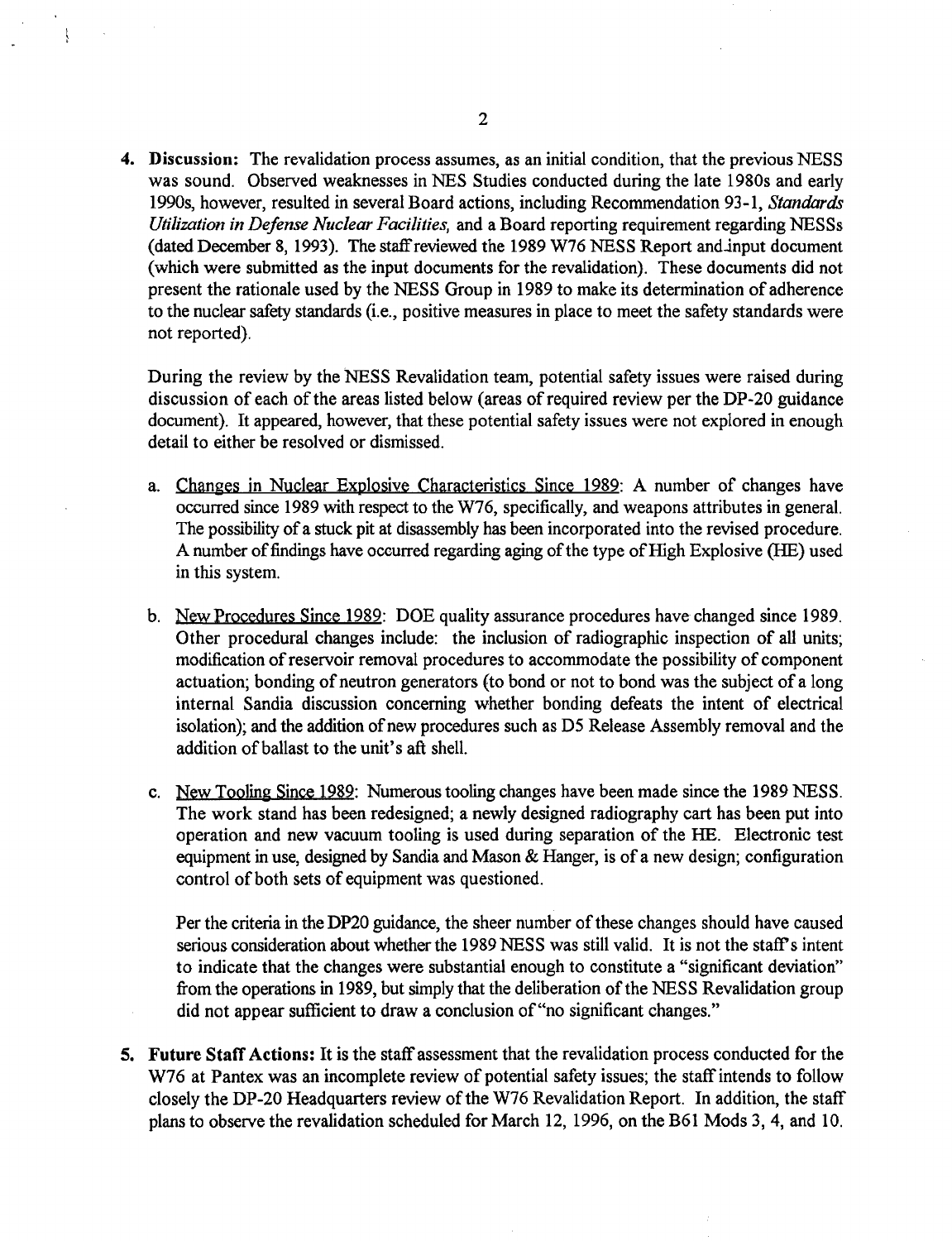4. **Discussion:** The revalidation process assumes, as an initial condition, that the previous NESS was sound. Observed weaknesses in NES Studies conducted during the late 1980s and early 1990s, however, resulted in several Board actions, including Recommendation 93-1, *Standards Utilization in Defense Nuclear Facilities*, and a Board reporting requirement regarding NESSs (dated December 8, 1993). The staff reviewed the 1989 W76 NESS Report and input document (which were submitted as the input documents for the revalidation). These documents did not present the rationale used by the NESS Group in 1989 to make its determination of adherence to the nuclear safety standards (i.e., positive measures in place to meet the safety standards were not reported).

   During the review by the NESS Revalidation team, potential safety issues were raised during discussion of each of the areas listed below (areas of required review per the DP-20 guidance document). It appeared, however, that these potential safety issues were not explored in enough detail to either be resolved or dismissed.

   a. Changes in Nuclear Explosive Characteristics Since 1989: A number of changes have occurred since 1989 with respect to the W76, specifically, and weapons attributes in general. The possibility of a stuck pit at disassembly has been incorporated into the revised procedure. A number of findings have occurred regarding aging of the type of High Explosive (HE) used in this system.

   b. New Procedures Since 1989: DOE quality assurance procedures have changed since 1989. Other procedural changes include: the inclusion of radiographic inspection of all units; modification of reservoir removal procedures to accommodate the possibility of component actuation; bonding of neutron generators (to bond or not to bond was the subject of a long internal Sandia discussion concerning whether bonding defeats the intent of electrical isolation); and the addition of new procedures such as D5 Release Assembly removal and the addition of ballast to the unit's aft shell.

   c. New Tooling Since 1989: Numerous tooling changes have been made since the 1989 NESS. The work stand has been redesigned; a newly designed radiography cart has been put into operation and new vacuum tooling is used during separation of the HE. Electronic test equipment in use, designed by Sandia and Mason & Hanger, is of a new design; configuration control of both sets of equipment was questioned.

   Per the criteria in the DP20 guidance, the sheer number of these changes should have caused serious consideration about whether the 1989 NESS was still valid. It is not the staff's intent to indicate that the changes were substantial enough to constitute a "significant deviation" from the operations in 1989, but simply that the deliberation of the NESS Revalidation group did not appear sufficient to draw a conclusion of "no significant changes."

5. **Future Staff Actions:** It is the staff assessment that the revalidation process conducted for the W76 at Pantex was an incomplete review of potential safety issues; the staff intends to follow closely the DP-20 Headquarters review of the W76 Revalidation Report. In addition, the staff plans to observe the revalidation scheduled for March 12, 1996, on the B61 Mods 3, 4, and 10.